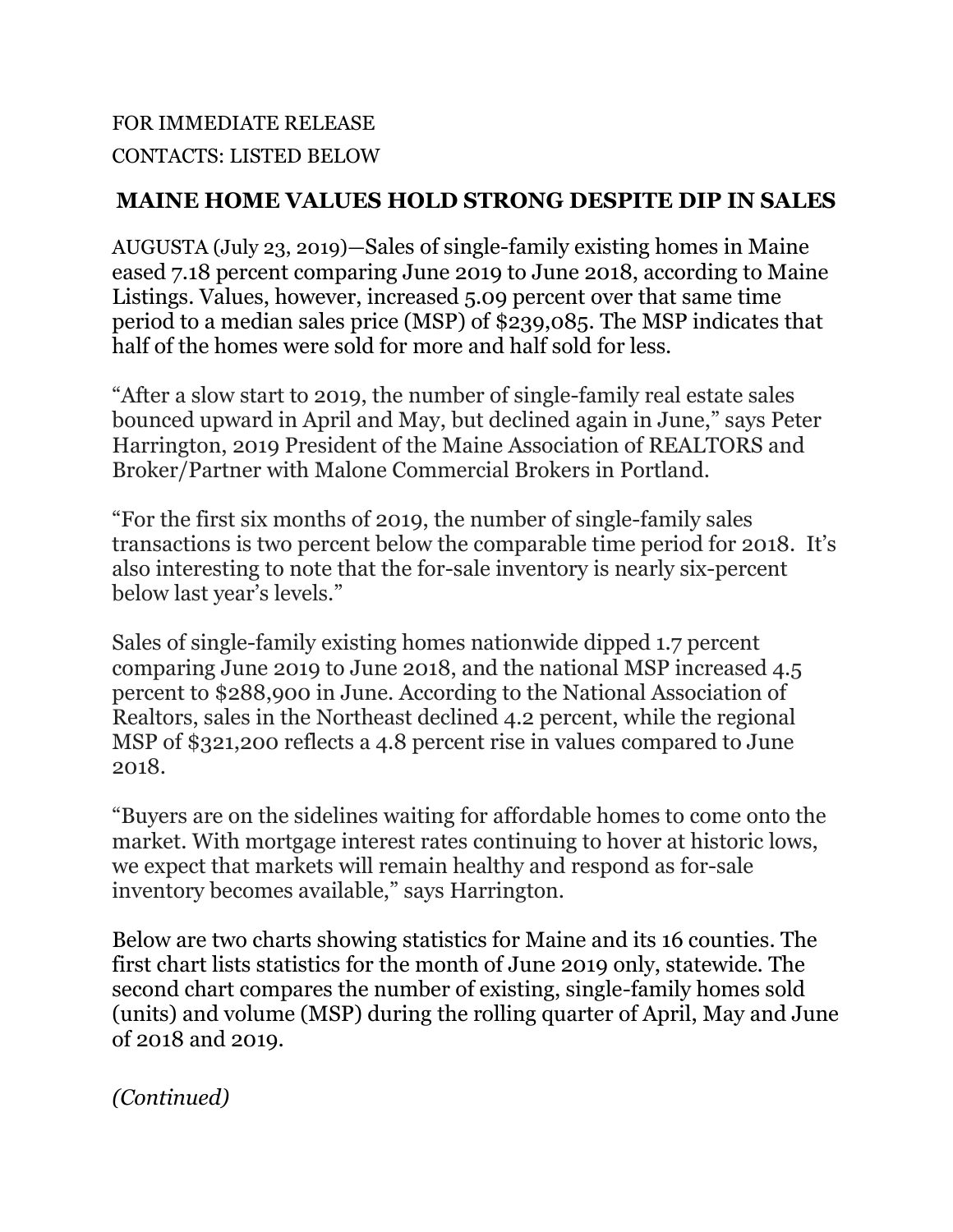FOR IMMEDIATE RELEASE

CONTACTS: LISTED BELOW

# MAINE HOME VALUES HOLD STRONG DESPITE DIP IN SALES

AUGUSTA (July 23, 2019)—Sales of single-family existing homes in Maine eased 7.18 percent comparing June 2019 to June 2018, according to Maine Listings. Values, however, increased 5.09 percent over that same time period to a median sales price (MSP) of $239,085. The MSP indicates that half of the homes were sold for more and half sold for less.

"After a slow start to 2019, the number of single-family real estate sales bounced upward in April and May, but declined again in June," says Peter Harrington, 2019 President of the Maine Association of REALTORS and Broker/Partner with Malone Commercial Brokers in Portland.

"For the first six months of 2019, the number of single-family sales transactions is two percent below the comparable time period for 2018. It's also interesting to note that the for-sale inventory is nearly six-percent below last year's levels."

Sales of single-family existing homes nationwide dipped 1.7 percent comparing June 2019 to June 2018, and the national MSP increased 4.5 percent to $288,900 in June. According to the National Association of Realtors, sales in the Northeast declined 4.2 percent, while the regional MSP of $321,200 reflects a 4.8 percent rise in values compared to June 2018.

"Buyers are on the sidelines waiting for affordable homes to come onto the market. With mortgage interest rates continuing to hover at historic lows, we expect that markets will remain healthy and respond as for-sale inventory becomes available," says Harrington.

Below are two charts showing statistics for Maine and its 16 counties. The first chart lists statistics for the month of June 2019 only, statewide. The second chart compares the number of existing, single-family homes sold (units) and volume (MSP) during the rolling quarter of April, May and June of 2018 and 2019.

*(Continued)*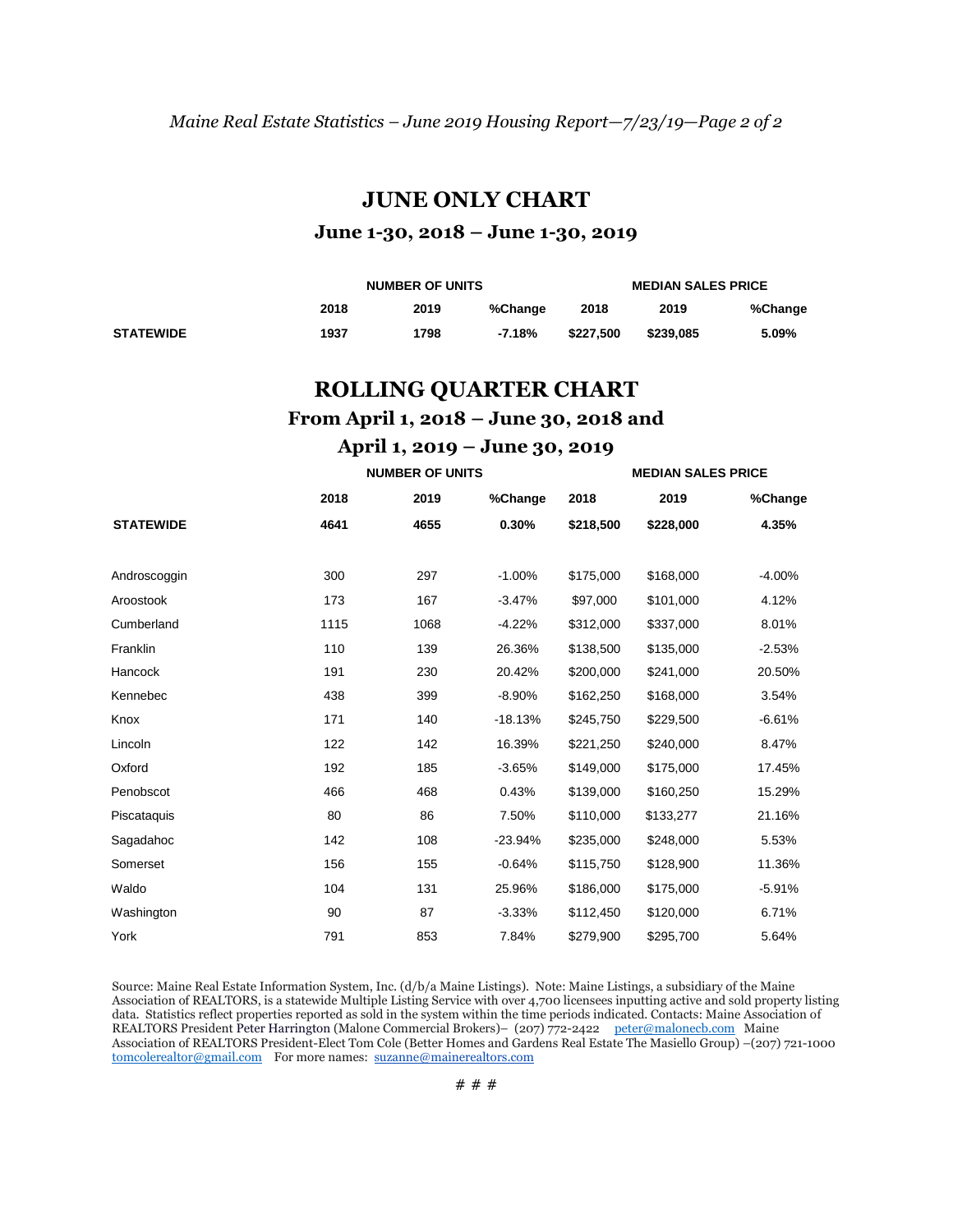# JUNE ONLY CHART

## June 1-30, 2018 – June 1-30, 2019

| | NUMBER OF UNITS | | | MEDIAN SALES PRICE | | |
|---|---|---|---|---|---|---|
| | **2018** | **2019** | **%Change** | **2018** | **2019** | **%Change** |
| **STATEWIDE** | **1937** | **1798** | **-7.18%** | **$227,500** | **$239,085** | **5.09%** |

# ROLLING QUARTER CHART

## From April 1, 2018 – June 30, 2018 and April 1, 2019 – June 30, 2019

| | NUMBER OF UNITS | | | MEDIAN SALES PRICE | | |
|---|---|---|---|---|---|---|
| | **2018** | **2019** | **%Change** | **2018** | **2019** | **%Change** |
| **STATEWIDE** | **4641** | **4655** | **0.30%** | **$218,500** | **$228,000** | **4.35%** |
| Androscoggin | 300 | 297 | -1.00% | $175,000 | $168,000 | -4.00% |
| Aroostook | 173 | 167 | -3.47% | $97,000 | $101,000 | 4.12% |
| Cumberland | 1115 | 1068 | -4.22% | $312,000 | $337,000 | 8.01% |
| Franklin | 110 | 139 | 26.36% | $138,500 | $135,000 | -2.53% |
| Hancock | 191 | 230 | 20.42% | $200,000 | $241,000 | 20.50% |
| Kennebec | 438 | 399 | -8.90% | $162,250 | $168,000 | 3.54% |
| Knox | 171 | 140 | -18.13% | $245,750 | $229,500 | -6.61% |
| Lincoln | 122 | 142 | 16.39% | $221,250 | $240,000 | 8.47% |
| Oxford | 192 | 185 | -3.65% | $149,000 | $175,000 | 17.45% |
| Penobscot | 466 | 468 | 0.43% | $139,000 | $160,250 | 15.29% |
| Piscataquis | 80 | 86 | 7.50% | $110,000 | $133,277 | 21.16% |
| Sagadahoc | 142 | 108 | -23.94% | $235,000 | $248,000 | 5.53% |
| Somerset | 156 | 155 | -0.64% | $115,750 | $128,900 | 11.36% |
| Waldo | 104 | 131 | 25.96% | $186,000 | $175,000 | -5.91% |
| Washington | 90 | 87 | -3.33% | $112,450 | $120,000 | 6.71% |
| York | 791 | 853 | 7.84% | $279,900 | $295,700 | 5.64% |

Source: Maine Real Estate Information System, Inc. (d/b/a Maine Listings). Note: Maine Listings, a subsidiary of the Maine Association of REALTORS, is a statewide Multiple Listing Service with over 4,700 licensees inputting active and sold property listing data. Statistics reflect properties reported as sold in the system within the time periods indicated. Contacts: Maine Association of REALTORS President Peter Harrington (Malone Commercial Brokers)– (207) 772-2422 peter@malonecb.com Maine Association of REALTORS President-Elect Tom Cole (Better Homes and Gardens Real Estate The Masiello Group) –(207) 721-1000 tomcolerealtor@gmail.com For more names: suzanne@mainerealtors.com

# # #